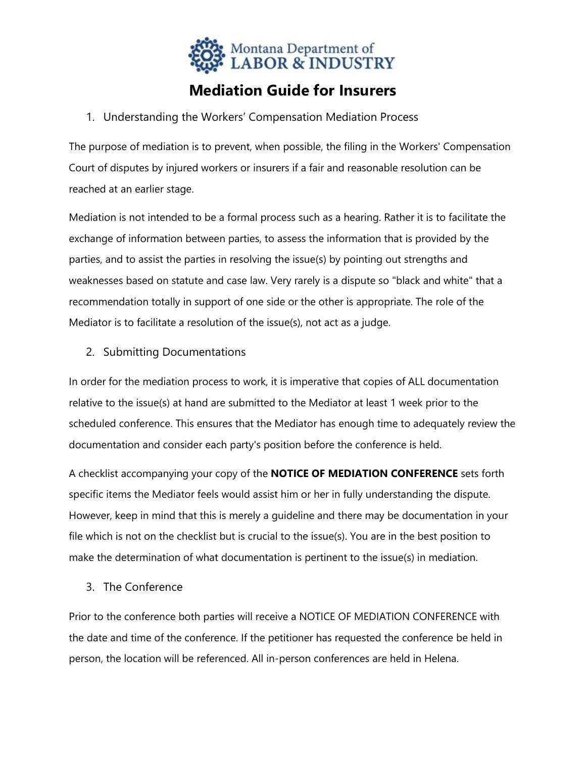Montana Department of LABOR & INDUSTRY

# Mediation Guide for Insurers

## 1. Understanding the Workers' Compensation Mediation Process

The purpose of mediation is to prevent, when possible, the filing in the Workers' Compensation Court of disputes by injured workers or insurers if a fair and reasonable resolution can be reached at an earlier stage.

Mediation is not intended to be a formal process such as a hearing. Rather it is to facilitate the exchange of information between parties, to assess the information that is provided by the parties, and to assist the parties in resolving the issue(s) by pointing out strengths and weaknesses based on statute and case law. Very rarely is a dispute so "black and white" that a recommendation totally in support of one side or the other is appropriate. The role of the Mediator is to facilitate a resolution of the issue(s), not act as a judge.

## 2. Submitting Documentations

In order for the mediation process to work, it is imperative that copies of ALL documentation relative to the issue(s) at hand are submitted to the Mediator at least 1 week prior to the scheduled conference. This ensures that the Mediator has enough time to adequately review the documentation and consider each party's position before the conference is held.

A checklist accompanying your copy of the **NOTICE OF MEDIATION CONFERENCE** sets forth specific items the Mediator feels would assist him or her in fully understanding the dispute. However, keep in mind that this is merely a guideline and there may be documentation in your file which is not on the checklist but is crucial to the issue(s). You are in the best position to make the determination of what documentation is pertinent to the issue(s) in mediation.

## 3. The Conference

Prior to the conference both parties will receive a NOTICE OF MEDIATION CONFERENCE with the date and time of the conference. If the petitioner has requested the conference be held in person, the location will be referenced. All in-person conferences are held in Helena.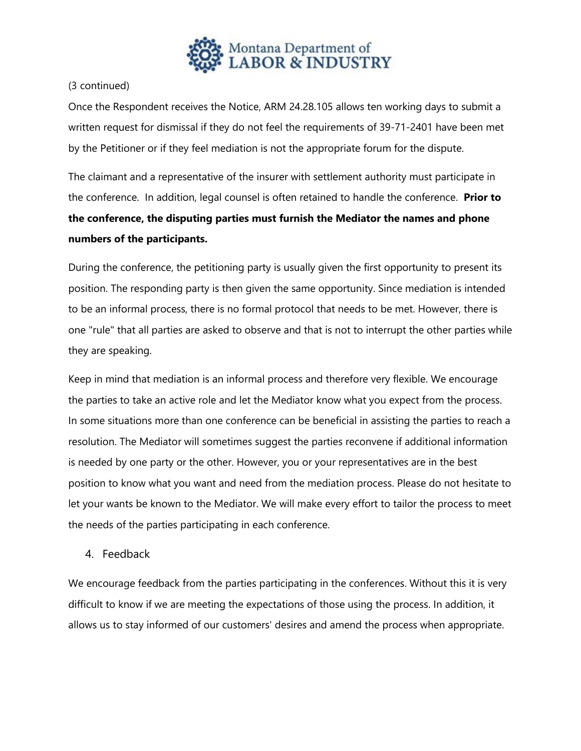(3 continued)

Once the Respondent receives the Notice, ARM 24.28.105 allows ten working days to submit a written request for dismissal if they do not feel the requirements of 39-71-2401 have been met by the Petitioner or if they feel mediation is not the appropriate forum for the dispute.

The claimant and a representative of the insurer with settlement authority must participate in the conference. In addition, legal counsel is often retained to handle the conference. **Prior to the conference, the disputing parties must furnish the Mediator the names and phone numbers of the participants.**

During the conference, the petitioning party is usually given the first opportunity to present its position. The responding party is then given the same opportunity. Since mediation is intended to be an informal process, there is no formal protocol that needs to be met. However, there is one "rule" that all parties are asked to observe and that is not to interrupt the other parties while they are speaking.

Keep in mind that mediation is an informal process and therefore very flexible. We encourage the parties to take an active role and let the Mediator know what you expect from the process. In some situations more than one conference can be beneficial in assisting the parties to reach a resolution. The Mediator will sometimes suggest the parties reconvene if additional information is needed by one party or the other. However, you or your representatives are in the best position to know what you want and need from the mediation process. Please do not hesitate to let your wants be known to the Mediator. We will make every effort to tailor the process to meet the needs of the parties participating in each conference.

## 4. Feedback

We encourage feedback from the parties participating in the conferences. Without this it is very difficult to know if we are meeting the expectations of those using the process. In addition, it allows us to stay informed of our customers' desires and amend the process when appropriate.